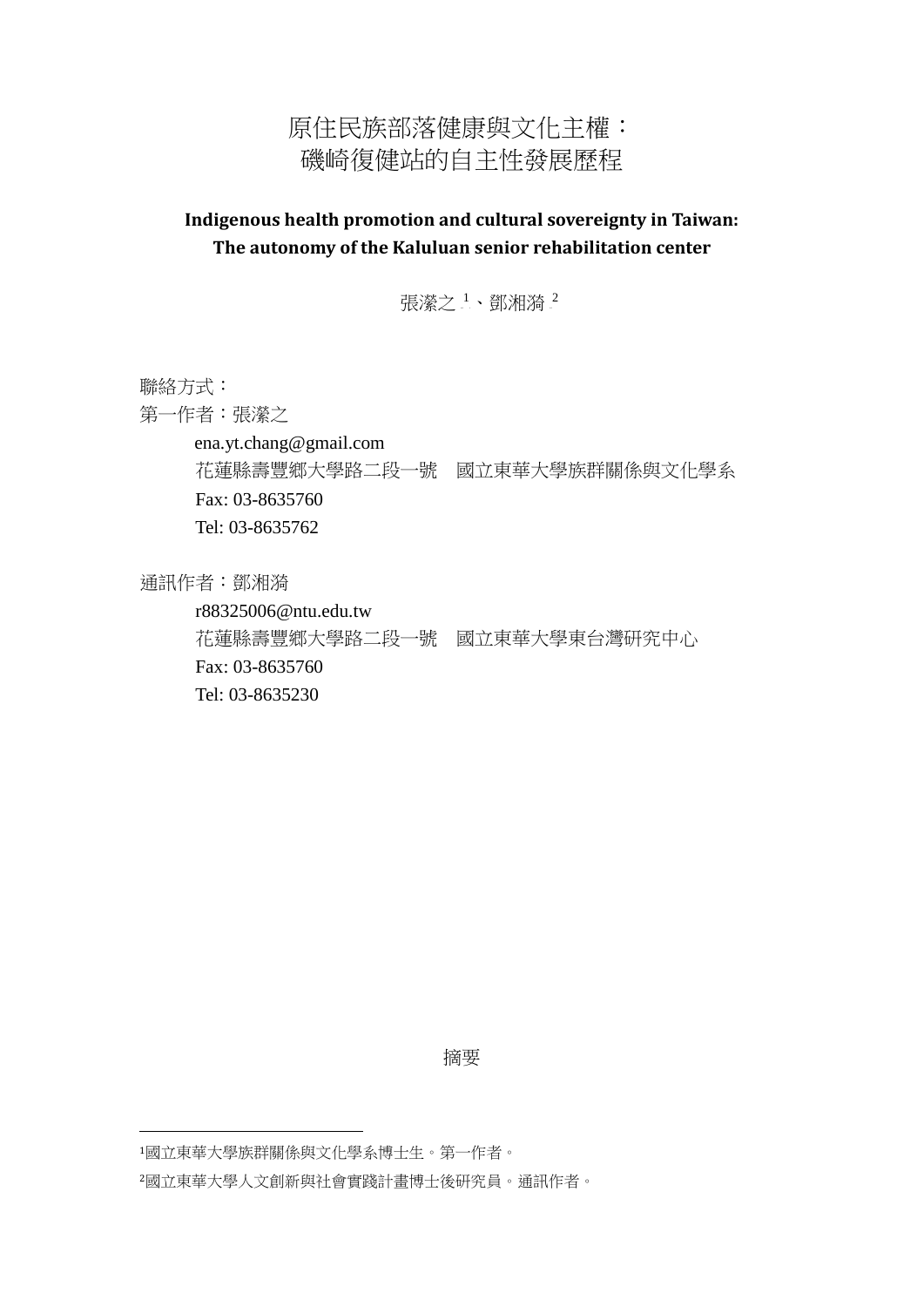# 原住民族部落健康與文化主權：
# 磯崎復健站的自主性發展歷程

**Indigenous health promotion and cultural sovereignty in Taiwan:**
**The autonomy of the Kaluluan senior rehabilitation center**

張瀠之[1]、鄧湘漪[2]

聯絡方式：

第一作者：張瀠之

ena.yt.chang@gmail.com

花蓮縣壽豐鄉大學路二段一號　國立東華大學族群關係與文化學系

Fax: 03-8635760

Tel: 03-8635762

通訊作者：鄧湘漪

r88325006@ntu.edu.tw

花蓮縣壽豐鄉大學路二段一號　國立東華大學東台灣研究中心

Fax: 03-8635760

Tel: 03-8635230

摘要

---

[1]國立東華大學族群關係與文化學系博士生。第一作者。

[2]國立東華大學人文創新與社會實踐計畫博士後研究員。通訊作者。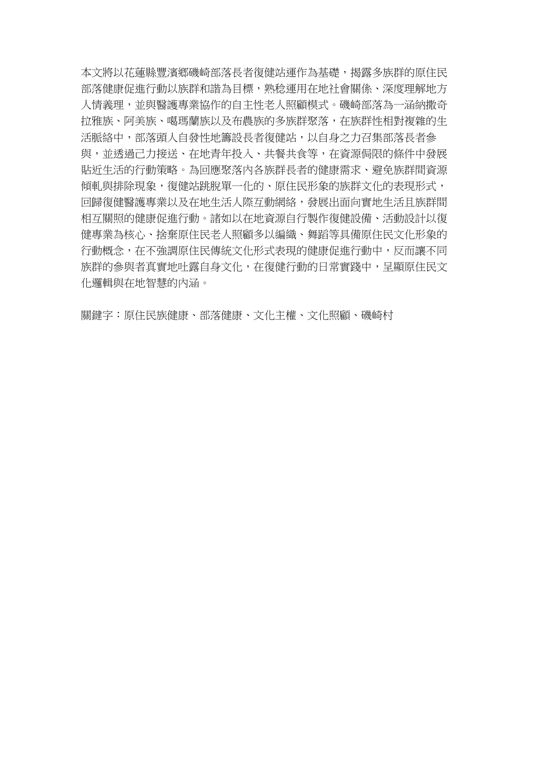本文將以花蓮縣豐濱鄉磯崎部落長者復健站運作為基礎，揭露多族群的原住民部落健康促進行動以族群和諧為目標，熟稔運用在地社會關係、深度理解地方人情義理，並與醫護專業協作的自主性老人照顧模式。磯崎部落為一涵納撒奇拉雅族、阿美族、噶瑪蘭族以及布農族的多族群聚落，在族群性相對複雜的生活脈絡中，部落頭人自發性地籌設長者復健站，以自身之力召集部落長者參與，並透過己力接送、在地青年投入、共餐共食等，在資源侷限的條件中發展貼近生活的行動策略。為回應聚落內各族群長者的健康需求、避免族群間資源傾軋與排除現象，復健站跳脫單一化的、原住民形象的族群文化的表現形式，回歸復健醫護專業以及在地生活人際互動網絡，發展出面向實地生活且族群間相互關照的健康促進行動。諸如以在地資源自行製作復健設備、活動設計以復健專業為核心、捨棄原住民老人照顧多以編織、舞蹈等具備原住民文化形象的行動概念，在不強調原住民傳統文化形式表現的健康促進行動中，反而讓不同族群的參與者真實地吐露自身文化，在復健行動的日常實踐中，呈顯原住民文化邏輯與在地智慧的內涵。

關鍵字：原住民族健康、部落健康、文化主權、文化照顧、磯崎村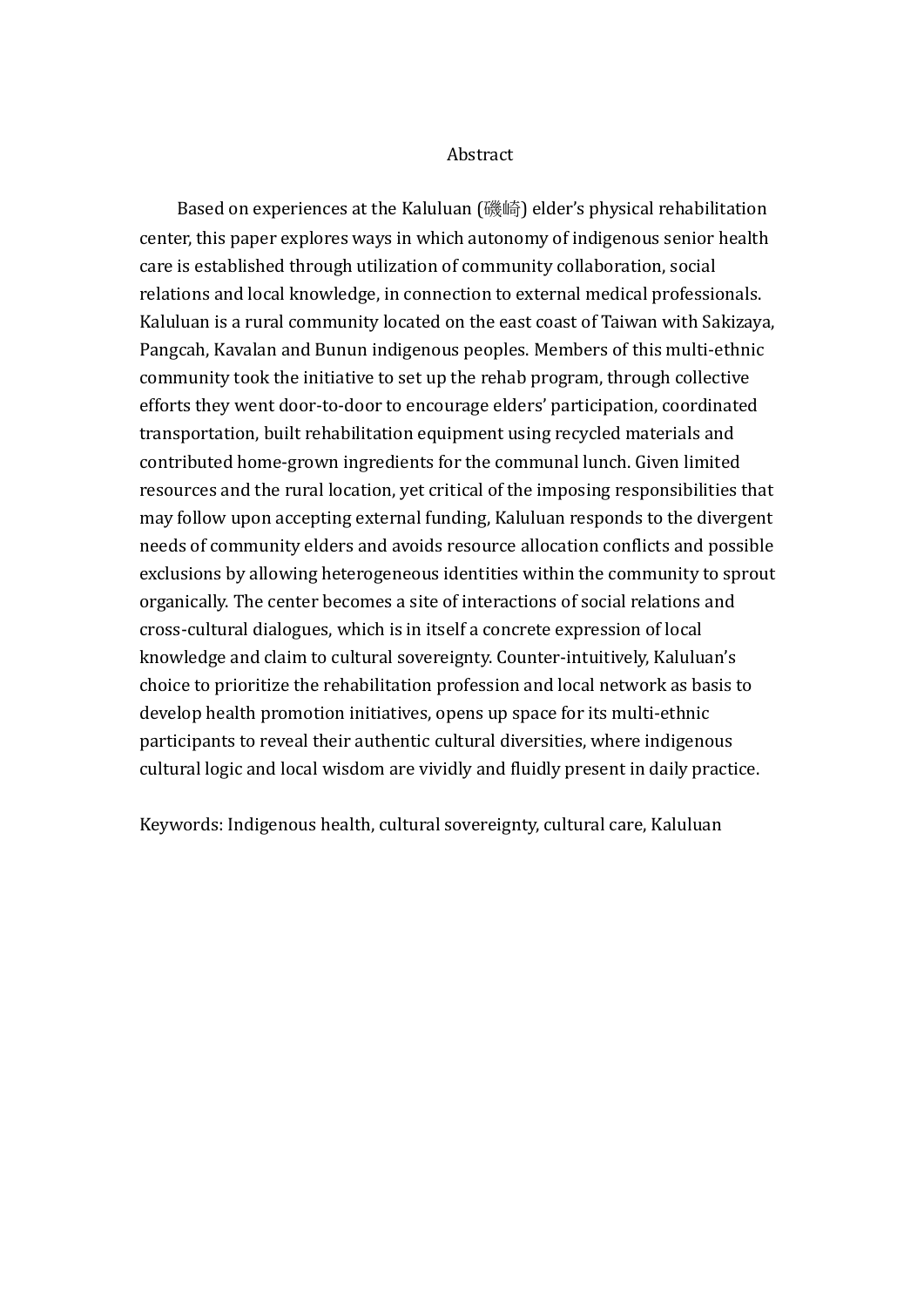# Abstract

Based on experiences at the Kaluluan (磯崎) elder's physical rehabilitation center, this paper explores ways in which autonomy of indigenous senior health care is established through utilization of community collaboration, social relations and local knowledge, in connection to external medical professionals. Kaluluan is a rural community located on the east coast of Taiwan with Sakizaya, Pangcah, Kavalan and Bunun indigenous peoples. Members of this multi-ethnic community took the initiative to set up the rehab program, through collective efforts they went door-to-door to encourage elders' participation, coordinated transportation, built rehabilitation equipment using recycled materials and contributed home-grown ingredients for the communal lunch. Given limited resources and the rural location, yet critical of the imposing responsibilities that may follow upon accepting external funding, Kaluluan responds to the divergent needs of community elders and avoids resource allocation conflicts and possible exclusions by allowing heterogeneous identities within the community to sprout organically. The center becomes a site of interactions of social relations and cross-cultural dialogues, which is in itself a concrete expression of local knowledge and claim to cultural sovereignty. Counter-intuitively, Kaluluan's choice to prioritize the rehabilitation profession and local network as basis to develop health promotion initiatives, opens up space for its multi-ethnic participants to reveal their authentic cultural diversities, where indigenous cultural logic and local wisdom are vividly and fluidly present in daily practice.

Keywords: Indigenous health, cultural sovereignty, cultural care, Kaluluan